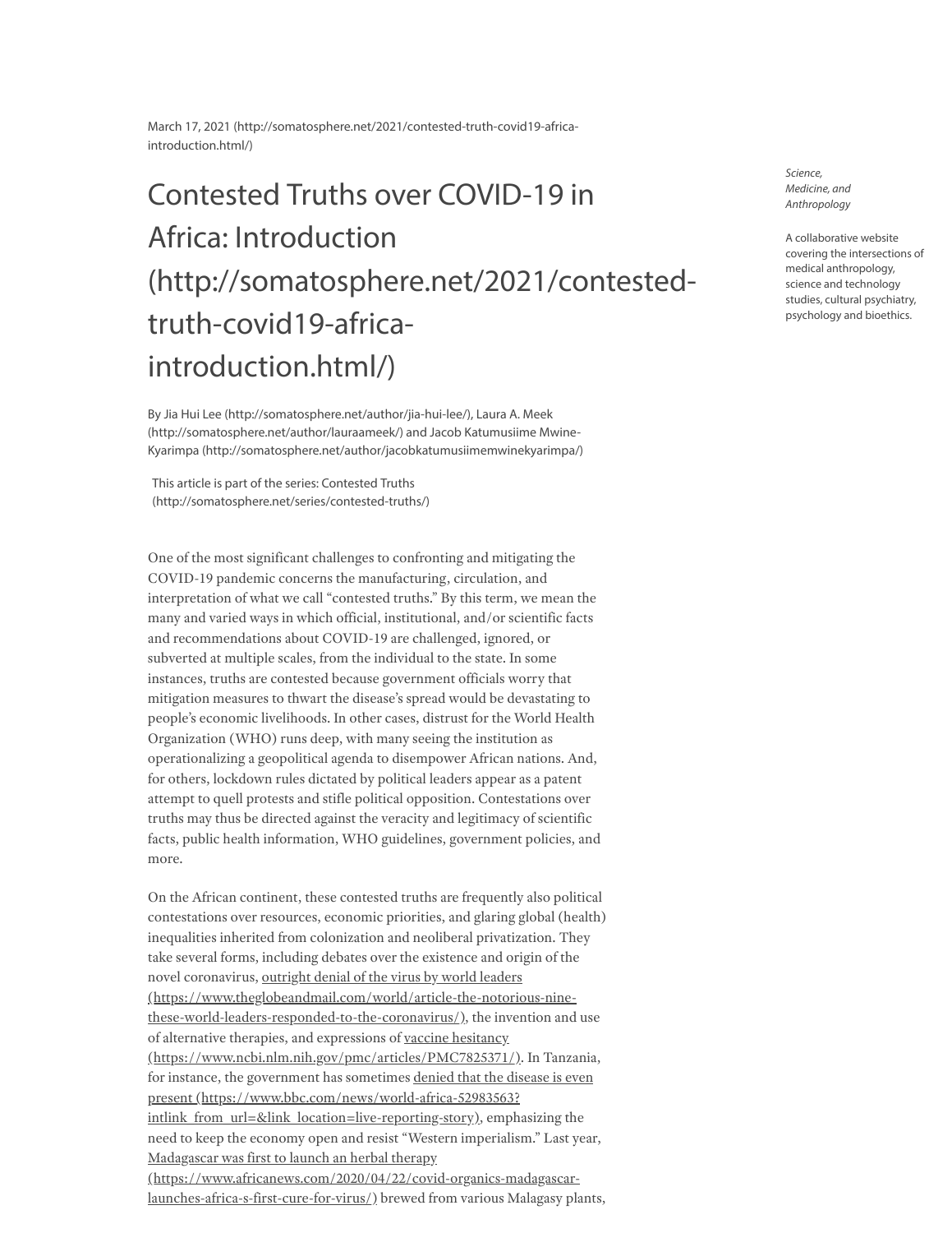March 17, 2021 (http://somatosphere.net/2021/contested-truth-covid19-africa-introduction.html/)

# Contested Truths over COVID-19 in Africa: Introduction (http://somatosphere.net/2021/contested-truth-covid19-africa-introduction.html/)

*Science, Medicine, and Anthropology*

A collaborative website covering the intersections of medical anthropology, science and technology studies, cultural psychiatry, psychology and bioethics.

By Jia Hui Lee (http://somatosphere.net/author/jia-hui-lee/), Laura A. Meek (http://somatosphere.net/author/lauraameek/) and Jacob Katumusiime Mwine-Kyarimpa (http://somatosphere.net/author/jacobkatumusiimemwinekyarimpa/)

This article is part of the series: Contested Truths (http://somatosphere.net/series/contested-truths/)

One of the most significant challenges to confronting and mitigating the COVID-19 pandemic concerns the manufacturing, circulation, and interpretation of what we call "contested truths." By this term, we mean the many and varied ways in which official, institutional, and/or scientific facts and recommendations about COVID-19 are challenged, ignored, or subverted at multiple scales, from the individual to the state. In some instances, truths are contested because government officials worry that mitigation measures to thwart the disease's spread would be devastating to people's economic livelihoods. In other cases, distrust for the World Health Organization (WHO) runs deep, with many seeing the institution as operationalizing a geopolitical agenda to disempower African nations. And, for others, lockdown rules dictated by political leaders appear as a patent attempt to quell protests and stifle political opposition. Contestations over truths may thus be directed against the veracity and legitimacy of scientific facts, public health information, WHO guidelines, government policies, and more.

On the African continent, these contested truths are frequently also political contestations over resources, economic priorities, and glaring global (health) inequalities inherited from colonization and neoliberal privatization. They take several forms, including debates over the existence and origin of the novel coronavirus, outright denial of the virus by world leaders (https://www.theglobeandmail.com/world/article-the-notorious-nine-these-world-leaders-responded-to-the-coronavirus/), the invention and use of alternative therapies, and expressions of vaccine hesitancy (https://www.ncbi.nlm.nih.gov/pmc/articles/PMC7825371/). In Tanzania, for instance, the government has sometimes denied that the disease is even present (https://www.bbc.com/news/world-africa-52983563?intlink_from_url=&link_location=live-reporting-story), emphasizing the need to keep the economy open and resist "Western imperialism." Last year, Madagascar was first to launch an herbal therapy (https://www.africanews.com/2020/04/22/covid-organics-madagascar-launches-africa-s-first-cure-for-virus/) brewed from various Malagasy plants,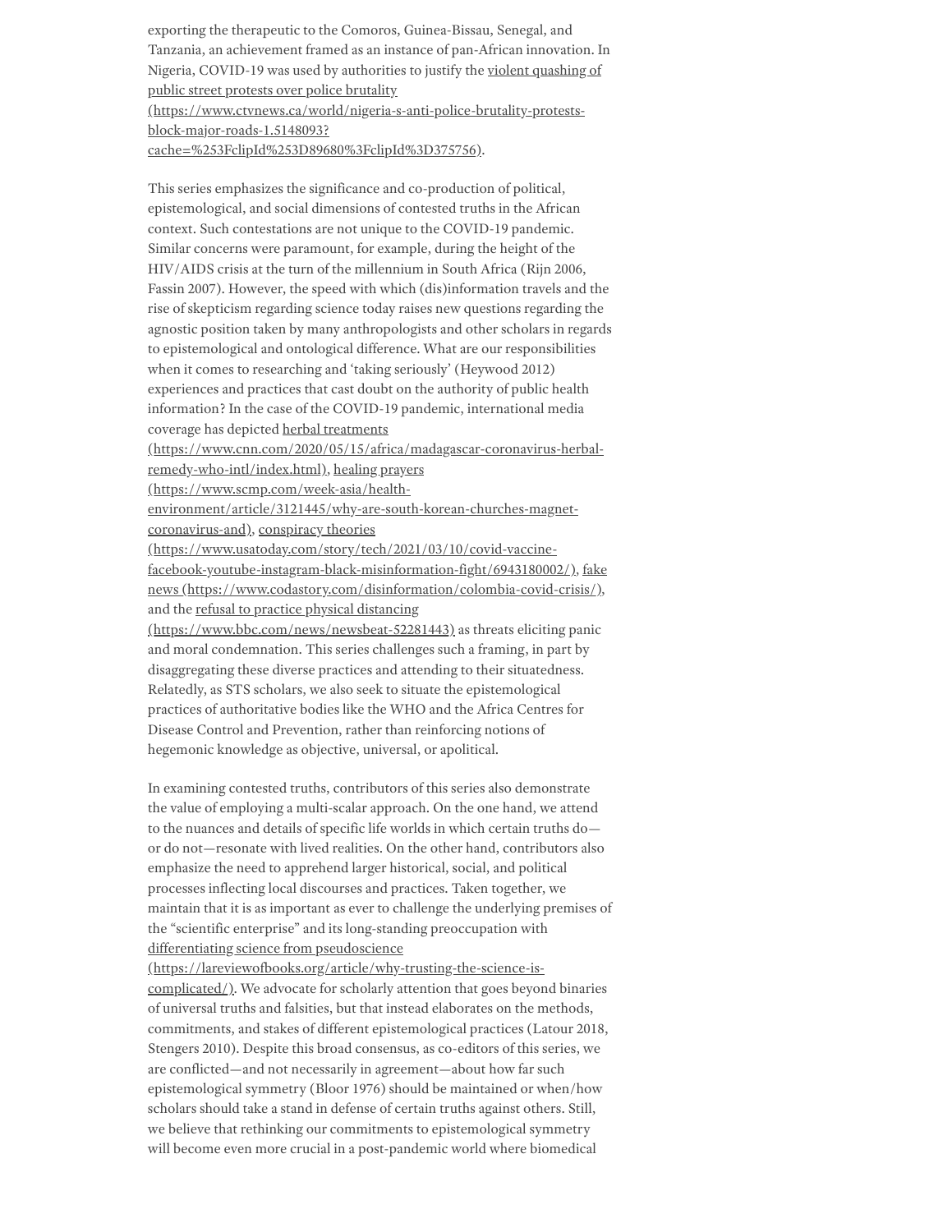exporting the therapeutic to the Comoros, Guinea-Bissau, Senegal, and Tanzania, an achievement framed as an instance of pan-African innovation. In Nigeria, COVID-19 was used by authorities to justify the violent quashing of public street protests over police brutality (https://www.ctvnews.ca/world/nigeria-s-anti-police-brutality-protests-block-major-roads-1.5148093?cache=%253FclipId%253D89680%3FclipId%3D375756).

This series emphasizes the significance and co-production of political, epistemological, and social dimensions of contested truths in the African context. Such contestations are not unique to the COVID-19 pandemic. Similar concerns were paramount, for example, during the height of the HIV/AIDS crisis at the turn of the millennium in South Africa (Rijn 2006, Fassin 2007). However, the speed with which (dis)information travels and the rise of skepticism regarding science today raises new questions regarding the agnostic position taken by many anthropologists and other scholars in regards to epistemological and ontological difference. What are our responsibilities when it comes to researching and 'taking seriously' (Heywood 2012) experiences and practices that cast doubt on the authority of public health information? In the case of the COVID-19 pandemic, international media coverage has depicted herbal treatments (https://www.cnn.com/2020/05/15/africa/madagascar-coronavirus-herbal-remedy-who-intl/index.html), healing prayers (https://www.scmp.com/week-asia/health-environment/article/3121445/why-are-south-korean-churches-magnet-coronavirus-and), conspiracy theories (https://www.usatoday.com/story/tech/2021/03/10/covid-vaccine-facebook-youtube-instagram-black-misinformation-fight/6943180002/), fake news (https://www.codastory.com/disinformation/colombia-covid-crisis/), and the refusal to practice physical distancing (https://www.bbc.com/news/newsbeat-52281443) as threats eliciting panic and moral condemnation. This series challenges such a framing, in part by disaggregating these diverse practices and attending to their situatedness. Relatedly, as STS scholars, we also seek to situate the epistemological practices of authoritative bodies like the WHO and the Africa Centres for Disease Control and Prevention, rather than reinforcing notions of hegemonic knowledge as objective, universal, or apolitical.

In examining contested truths, contributors of this series also demonstrate the value of employing a multi-scalar approach. On the one hand, we attend to the nuances and details of specific life worlds in which certain truths do—or do not—resonate with lived realities. On the other hand, contributors also emphasize the need to apprehend larger historical, social, and political processes inflecting local discourses and practices. Taken together, we maintain that it is as important as ever to challenge the underlying premises of the "scientific enterprise" and its long-standing preoccupation with differentiating science from pseudoscience (https://lareviewofbooks.org/article/why-trusting-the-science-is-complicated/). We advocate for scholarly attention that goes beyond binaries of universal truths and falsities, but that instead elaborates on the methods, commitments, and stakes of different epistemological practices (Latour 2018, Stengers 2010). Despite this broad consensus, as co-editors of this series, we are conflicted—and not necessarily in agreement—about how far such epistemological symmetry (Bloor 1976) should be maintained or when/how scholars should take a stand in defense of certain truths against others. Still, we believe that rethinking our commitments to epistemological symmetry will become even more crucial in a post-pandemic world where biomedical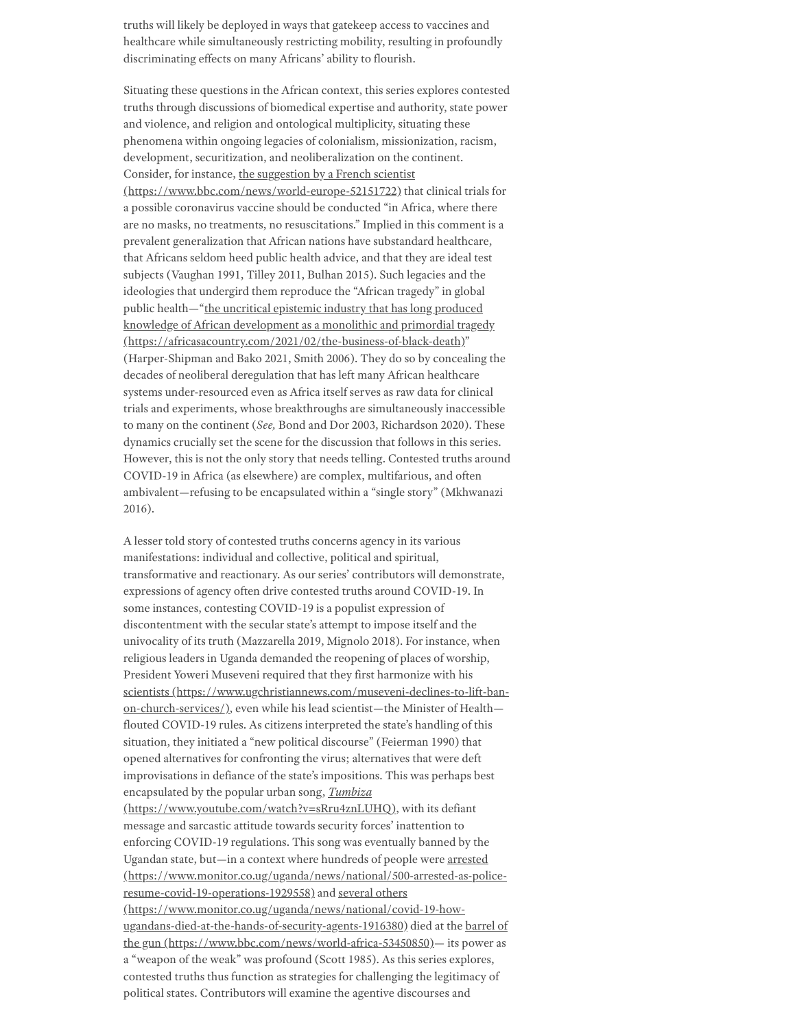truths will likely be deployed in ways that gatekeep access to vaccines and healthcare while simultaneously restricting mobility, resulting in profoundly discriminating effects on many Africans' ability to flourish.

Situating these questions in the African context, this series explores contested truths through discussions of biomedical expertise and authority, state power and violence, and religion and ontological multiplicity, situating these phenomena within ongoing legacies of colonialism, missionization, racism, development, securitization, and neoliberalization on the continent. Consider, for instance, the suggestion by a French scientist (https://www.bbc.com/news/world-europe-52151722) that clinical trials for a possible coronavirus vaccine should be conducted "in Africa, where there are no masks, no treatments, no resuscitations." Implied in this comment is a prevalent generalization that African nations have substandard healthcare, that Africans seldom heed public health advice, and that they are ideal test subjects (Vaughan 1991, Tilley 2011, Bulhan 2015). Such legacies and the ideologies that undergird them reproduce the "African tragedy" in global public health—"the uncritical epistemic industry that has long produced knowledge of African development as a monolithic and primordial tragedy (https://africasacountry.com/2021/02/the-business-of-black-death)" (Harper-Shipman and Bako 2021, Smith 2006). They do so by concealing the decades of neoliberal deregulation that has left many African healthcare systems under-resourced even as Africa itself serves as raw data for clinical trials and experiments, whose breakthroughs are simultaneously inaccessible to many on the continent (*See,* Bond and Dor 2003, Richardson 2020). These dynamics crucially set the scene for the discussion that follows in this series. However, this is not the only story that needs telling. Contested truths around COVID-19 in Africa (as elsewhere) are complex, multifarious, and often ambivalent—refusing to be encapsulated within a "single story" (Mkhwanazi 2016).

A lesser told story of contested truths concerns agency in its various manifestations: individual and collective, political and spiritual, transformative and reactionary. As our series' contributors will demonstrate, expressions of agency often drive contested truths around COVID-19. In some instances, contesting COVID-19 is a populist expression of discontentment with the secular state's attempt to impose itself and the univocality of its truth (Mazzarella 2019, Mignolo 2018). For instance, when religious leaders in Uganda demanded the reopening of places of worship, President Yoweri Museveni required that they first harmonize with his scientists (https://www.ugchristiannews.com/museveni-declines-to-lift-ban-on-church-services/), even while his lead scientist—the Minister of Health—flouted COVID-19 rules. As citizens interpreted the state's handling of this situation, they initiated a "new political discourse" (Feierman 1990) that opened alternatives for confronting the virus; alternatives that were deft improvisations in defiance of the state's impositions. This was perhaps best encapsulated by the popular urban song, *Tumbiza* (https://www.youtube.com/watch?v=sRru4znLUHQ), with its defiant message and sarcastic attitude towards security forces' inattention to enforcing COVID-19 regulations. This song was eventually banned by the Ugandan state, but—in a context where hundreds of people were arrested (https://www.monitor.co.ug/uganda/news/national/500-arrested-as-police-resume-covid-19-operations-1929558) and several others (https://www.monitor.co.ug/uganda/news/national/covid-19-how-ugandans-died-at-the-hands-of-security-agents-1916380) died at the barrel of the gun (https://www.bbc.com/news/world-africa-53450850)— its power as a "weapon of the weak" was profound (Scott 1985). As this series explores, contested truths thus function as strategies for challenging the legitimacy of political states. Contributors will examine the agentive discourses and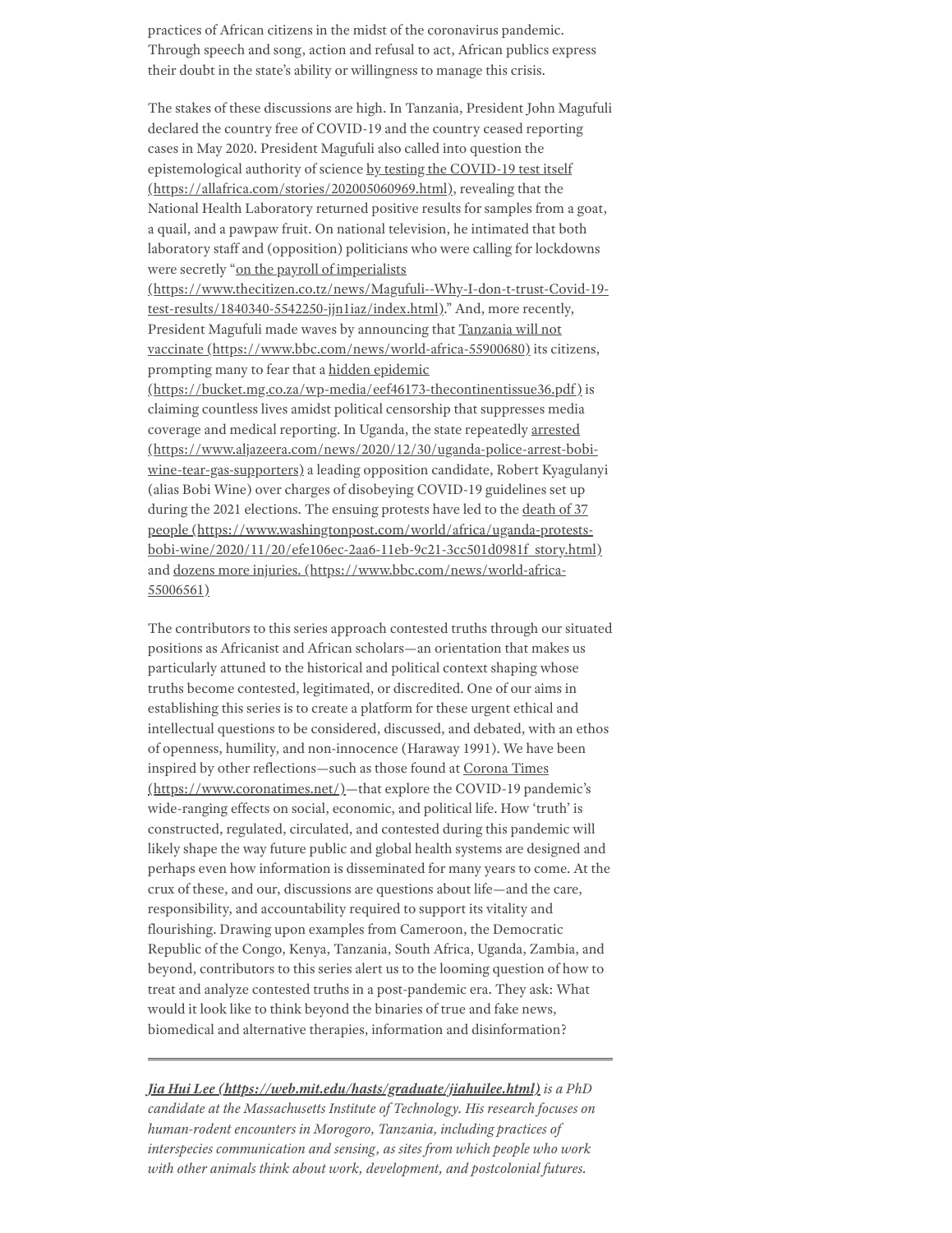practices of African citizens in the midst of the coronavirus pandemic. Through speech and song, action and refusal to act, African publics express their doubt in the state's ability or willingness to manage this crisis.

The stakes of these discussions are high. In Tanzania, President John Magufuli declared the country free of COVID-19 and the country ceased reporting cases in May 2020. President Magufuli also called into question the epistemological authority of science by testing the COVID-19 test itself (https://allafrica.com/stories/202005060969.html), revealing that the National Health Laboratory returned positive results for samples from a goat, a quail, and a pawpaw fruit. On national television, he intimated that both laboratory staff and (opposition) politicians who were calling for lockdowns were secretly "on the payroll of imperialists (https://www.thecitizen.co.tz/news/Magufuli--Why-I-don-t-trust-Covid-19-test-results/1840340-5542250-jjn1iaz/index.html)." And, more recently, President Magufuli made waves by announcing that Tanzania will not vaccinate (https://www.bbc.com/news/world-africa-55900680) its citizens, prompting many to fear that a hidden epidemic (https://bucket.mg.co.za/wp-media/eef46173-thecontinentissue36.pdf) is claiming countless lives amidst political censorship that suppresses media coverage and medical reporting. In Uganda, the state repeatedly arrested (https://www.aljazeera.com/news/2020/12/30/uganda-police-arrest-bobi-wine-tear-gas-supporters) a leading opposition candidate, Robert Kyagulanyi (alias Bobi Wine) over charges of disobeying COVID-19 guidelines set up during the 2021 elections. The ensuing protests have led to the death of 37 people (https://www.washingtonpost.com/world/africa/uganda-protests-bobi-wine/2020/11/20/efe106ec-2aa6-11eb-9c21-3cc501d0981f_story.html) and dozens more injuries. (https://www.bbc.com/news/world-africa-55006561)

The contributors to this series approach contested truths through our situated positions as Africanist and African scholars—an orientation that makes us particularly attuned to the historical and political context shaping whose truths become contested, legitimated, or discredited. One of our aims in establishing this series is to create a platform for these urgent ethical and intellectual questions to be considered, discussed, and debated, with an ethos of openness, humility, and non-innocence (Haraway 1991). We have been inspired by other reflections—such as those found at Corona Times (https://www.coronatimes.net/)—that explore the COVID-19 pandemic's wide-ranging effects on social, economic, and political life. How 'truth' is constructed, regulated, circulated, and contested during this pandemic will likely shape the way future public and global health systems are designed and perhaps even how information is disseminated for many years to come. At the crux of these, and our, discussions are questions about life—and the care, responsibility, and accountability required to support its vitality and flourishing. Drawing upon examples from Cameroon, the Democratic Republic of the Congo, Kenya, Tanzania, South Africa, Uganda, Zambia, and beyond, contributors to this series alert us to the looming question of how to treat and analyze contested truths in a post-pandemic era. They ask: What would it look like to think beyond the binaries of true and fake news, biomedical and alternative therapies, information and disinformation?

---

***Jia Hui Lee (https://web.mit.edu/hasts/graduate/jiahuilee.html)*** *is a PhD candidate at the Massachusetts Institute of Technology. His research focuses on human-rodent encounters in Morogoro, Tanzania, including practices of interspecies communication and sensing, as sites from which people who work with other animals think about work, development, and postcolonial futures.*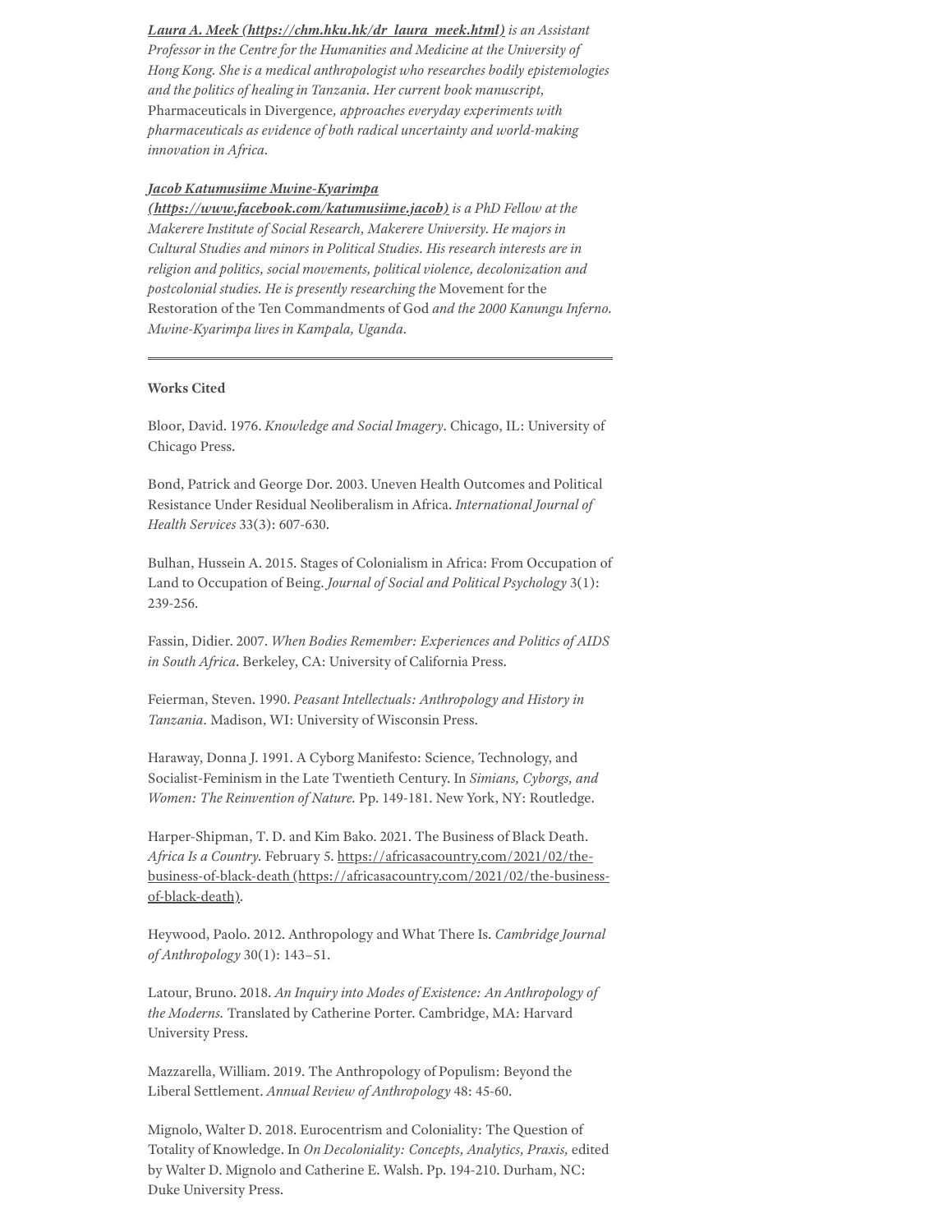***[Laura A. Meek (https://chm.hku.hk/dr_laura_meek.html)](https://chm.hku.hk/dr_laura_meek.html)*** *is an Assistant Professor in the Centre for the Humanities and Medicine at the University of Hong Kong. She is a medical anthropologist who researches bodily epistemologies and the politics of healing in Tanzania. Her current book manuscript,* Pharmaceuticals in Divergence*, approaches everyday experiments with pharmaceuticals as evidence of both radical uncertainty and world-making innovation in Africa.*

***[Jacob Katumusiime Mwine-Kyarimpa (https://www.facebook.com/katumusiime.jacob)](https://www.facebook.com/katumusiime.jacob)*** *is a PhD Fellow at the Makerere Institute of Social Research, Makerere University. He majors in Cultural Studies and minors in Political Studies. His research interests are in religion and politics, social movements, political violence, decolonization and postcolonial studies. He is presently researching the* Movement for the Restoration of the Ten Commandments of God *and the 2000 Kanungu Inferno. Mwine-Kyarimpa lives in Kampala, Uganda.*

---

**Works Cited**

Bloor, David. 1976. *Knowledge and Social Imagery*. Chicago, IL: University of Chicago Press.

Bond, Patrick and George Dor. 2003. Uneven Health Outcomes and Political Resistance Under Residual Neoliberalism in Africa. *International Journal of Health Services* 33(3): 607-630.

Bulhan, Hussein A. 2015. Stages of Colonialism in Africa: From Occupation of Land to Occupation of Being. *Journal of Social and Political Psychology* 3(1): 239-256.

Fassin, Didier. 2007. *When Bodies Remember: Experiences and Politics of AIDS in South Africa*. Berkeley, CA: University of California Press.

Feierman, Steven. 1990. *Peasant Intellectuals: Anthropology and History in Tanzania*. Madison, WI: University of Wisconsin Press.

Haraway, Donna J. 1991. A Cyborg Manifesto: Science, Technology, and Socialist-Feminism in the Late Twentieth Century. In *Simians, Cyborgs, and Women: The Reinvention of Nature.* Pp. 149-181. New York, NY: Routledge.

Harper-Shipman, T. D. and Kim Bako. 2021. The Business of Black Death. *Africa Is a Country.* February 5. [https://africasacountry.com/2021/02/the-business-of-black-death (https://africasacountry.com/2021/02/the-business-of-black-death)](https://africasacountry.com/2021/02/the-business-of-black-death).

Heywood, Paolo. 2012. Anthropology and What There Is. *Cambridge Journal of Anthropology* 30(1): 143–51.

Latour, Bruno. 2018. *An Inquiry into Modes of Existence: An Anthropology of the Moderns.* Translated by Catherine Porter. Cambridge, MA: Harvard University Press.

Mazzarella, William. 2019. The Anthropology of Populism: Beyond the Liberal Settlement. *Annual Review of Anthropology* 48: 45-60.

Mignolo, Walter D. 2018. Eurocentrism and Coloniality: The Question of Totality of Knowledge. In *On Decoloniality: Concepts, Analytics, Praxis,* edited by Walter D. Mignolo and Catherine E. Walsh. Pp. 194-210. Durham, NC: Duke University Press.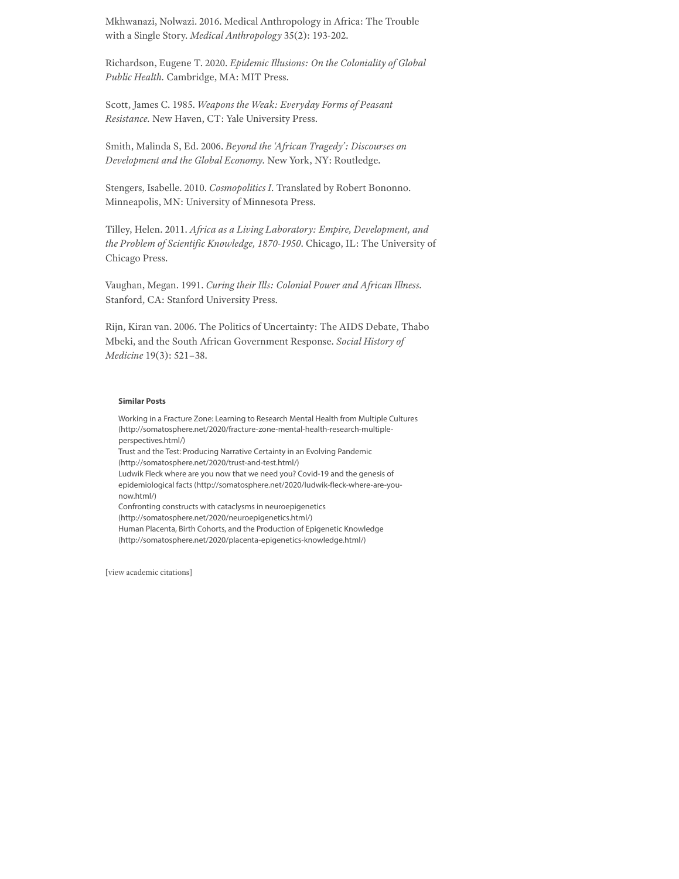Mkhwanazi, Nolwazi. 2016. Medical Anthropology in Africa: The Trouble with a Single Story. *Medical Anthropology* 35(2): 193-202.

Richardson, Eugene T. 2020. *Epidemic Illusions: On the Coloniality of Global Public Health.* Cambridge, MA: MIT Press.

Scott, James C. 1985. *Weapons the Weak: Everyday Forms of Peasant Resistance.* New Haven, CT: Yale University Press.

Smith, Malinda S, Ed. 2006. *Beyond the 'African Tragedy': Discourses on Development and the Global Economy.* New York, NY: Routledge.

Stengers, Isabelle. 2010. *Cosmopolitics I.* Translated by Robert Bononno. Minneapolis, MN: University of Minnesota Press.

Tilley, Helen. 2011. *Africa as a Living Laboratory: Empire, Development, and the Problem of Scientific Knowledge, 1870-1950*. Chicago, IL: The University of Chicago Press.

Vaughan, Megan. 1991. *Curing their Ills: Colonial Power and African Illness.* Stanford, CA: Stanford University Press.

Rijn, Kiran van. 2006. The Politics of Uncertainty: The AIDS Debate, Thabo Mbeki, and the South African Government Response. *Social History of Medicine* 19(3): 521–38.

**Similar Posts**

Working in a Fracture Zone: Learning to Research Mental Health from Multiple Cultures (http://somatosphere.net/2020/fracture-zone-mental-health-research-multiple-perspectives.html/)
Trust and the Test: Producing Narrative Certainty in an Evolving Pandemic (http://somatosphere.net/2020/trust-and-test.html/)
Ludwik Fleck where are you now that we need you? Covid-19 and the genesis of epidemiological facts (http://somatosphere.net/2020/ludwik-fleck-where-are-you-now.html/)
Confronting constructs with cataclysms in neuroepigenetics (http://somatosphere.net/2020/neuroepigenetics.html/)
Human Placenta, Birth Cohorts, and the Production of Epigenetic Knowledge (http://somatosphere.net/2020/placenta-epigenetics-knowledge.html/)

[view academic citations]